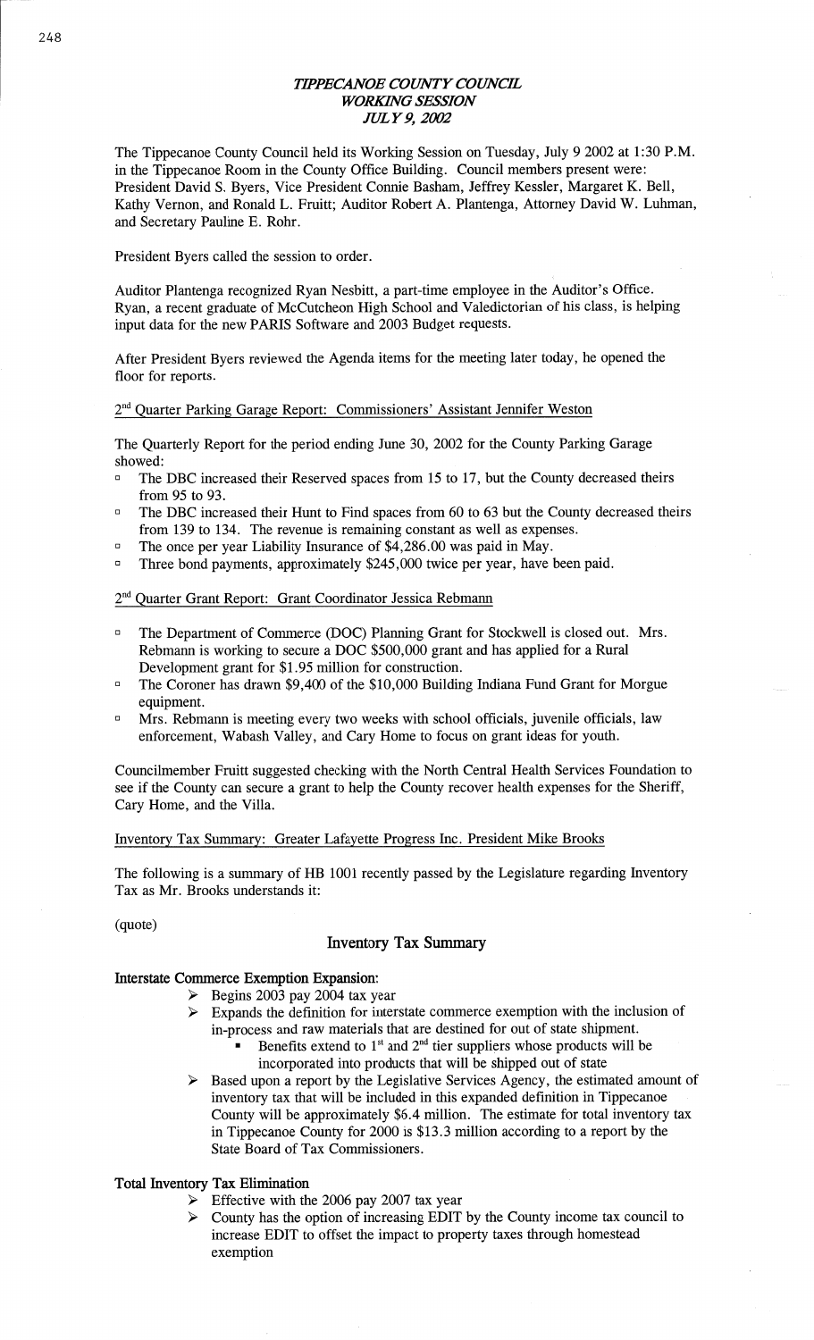# *TIPPECANOE COUNTY COUNCIL*
## *WORKING SESSION*
### *JULY 9, 2002*

The Tippecanoe County Council held its Working Session on Tuesday, July 9 2002 at 1:30 P.M. in the Tippecanoe Room in the County Office Building. Council members present were: President David S. Byers, Vice President Connie Basham, Jeffrey Kessler, Margaret K. Bell, Kathy Vernon, and Ronald L. Fruitt; Auditor Robert A. Plantenga, Attorney David W. Luhman, and Secretary Pauline E. Rohr.

President Byers called the session to order.

Auditor Plantenga recognized Ryan Nesbitt, a part-time employee in the Auditor's Office. Ryan, a recent graduate of McCutcheon High School and Valedictorian of his class, is helping input data for the new PARIS Software and 2003 Budget requests.

After President Byers reviewed the Agenda items for the meeting later today, he opened the floor for reports.

2nd Quarter Parking Garage Report: Commissioners' Assistant Jennifer Weston

The Quarterly Report for the period ending June 30, 2002 for the County Parking Garage showed:

- The DBC increased their Reserved spaces from 15 to 17, but the County decreased theirs from 95 to 93.
- The DBC increased their Hunt to Find spaces from 60 to 63 but the County decreased theirs from 139 to 134. The revenue is remaining constant as well as expenses.
- The once per year Liability Insurance of $4,286.00 was paid in May.
- Three bond payments, approximately $245,000 twice per year, have been paid.

2nd Quarter Grant Report: Grant Coordinator Jessica Rebmann

- The Department of Commerce (DOC) Planning Grant for Stockwell is closed out. Mrs. Rebmann is working to secure a DOC $500,000 grant and has applied for a Rural Development grant for $1.95 million for construction.
- The Coroner has drawn $9,400 of the $10,000 Building Indiana Fund Grant for Morgue equipment.
- Mrs. Rebmann is meeting every two weeks with school officials, juvenile officials, law enforcement, Wabash Valley, and Cary Home to focus on grant ideas for youth.

Councilmember Fruitt suggested checking with the North Central Health Services Foundation to see if the County can secure a grant to help the County recover health expenses for the Sheriff, Cary Home, and the Villa.

Inventory Tax Summary: Greater Lafayette Progress Inc. President Mike Brooks

The following is a summary of HB 1001 recently passed by the Legislature regarding Inventory Tax as Mr. Brooks understands it:

(quote)

### Inventory Tax Summary

**Interstate Commerce Exemption Expansion:**

- Begins 2003 pay 2004 tax year
- Expands the definition for interstate commerce exemption with the inclusion of in-process and raw materials that are destined for out of state shipment.
  - Benefits extend to 1st and 2nd tier suppliers whose products will be incorporated into products that will be shipped out of state
- Based upon a report by the Legislative Services Agency, the estimated amount of inventory tax that will be included in this expanded definition in Tippecanoe County will be approximately $6.4 million. The estimate for total inventory tax in Tippecanoe County for 2000 is $13.3 million according to a report by the State Board of Tax Commissioners.

**Total Inventory Tax Elimination**

- Effective with the 2006 pay 2007 tax year
- County has the option of increasing EDIT by the County income tax council to increase EDIT to offset the impact to property taxes through homestead exemption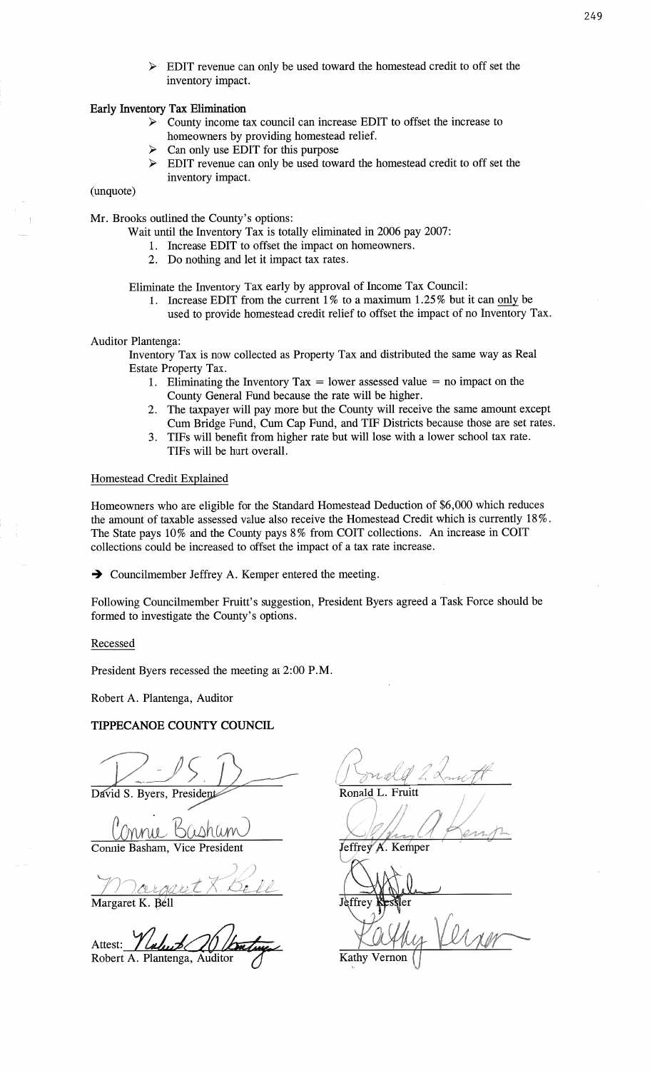- EDIT revenue can only be used toward the homestead credit to off set the inventory impact.

**Early Inventory Tax Elimination**

- County income tax council can increase EDIT to offset the increase to homeowners by providing homestead relief.
- Can only use EDIT for this purpose
- EDIT revenue can only be used toward the homestead credit to off set the inventory impact.

(unquote)

Mr. Brooks outlined the County's options:

Wait until the Inventory Tax is totally eliminated in 2006 pay 2007:

1. Increase EDIT to offset the impact on homeowners.
2. Do nothing and let it impact tax rates.

Eliminate the Inventory Tax early by approval of Income Tax Council:

1. Increase EDIT from the current 1% to a maximum 1.25% but it can only be used to provide homestead credit relief to offset the impact of no Inventory Tax.

Auditor Plantenga:

Inventory Tax is now collected as Property Tax and distributed the same way as Real Estate Property Tax.

1. Eliminating the Inventory Tax = lower assessed value = no impact on the County General Fund because the rate will be higher.
2. The taxpayer will pay more but the County will receive the same amount except Cum Bridge Fund, Cum Cap Fund, and TIF Districts because those are set rates.
3. TIFs will benefit from higher rate but will lose with a lower school tax rate. TIFs will be hurt overall.

Homestead Credit Explained

Homeowners who are eligible for the Standard Homestead Deduction of $6,000 which reduces the amount of taxable assessed value also receive the Homestead Credit which is currently 18%. The State pays 10% and the County pays 8% from COIT collections. An increase in COIT collections could be increased to offset the impact of a tax rate increase.

➔ Councilmember Jeffrey A. Kemper entered the meeting.

Following Councilmember Fruitt's suggestion, President Byers agreed a Task Force should be formed to investigate the County's options.

Recessed

President Byers recessed the meeting at 2:00 P.M.

Robert A. Plantenga, Auditor

**TIPPECANOE COUNTY COUNCIL**

David S. Byers, President

Ronald L. Fruitt

Connie Basham, Vice President

Jeffrey A. Kemper

Margaret K. Bell

Jeffrey Kessler

Attest:
Robert A. Plantenga, Auditor

Kathy Vernon